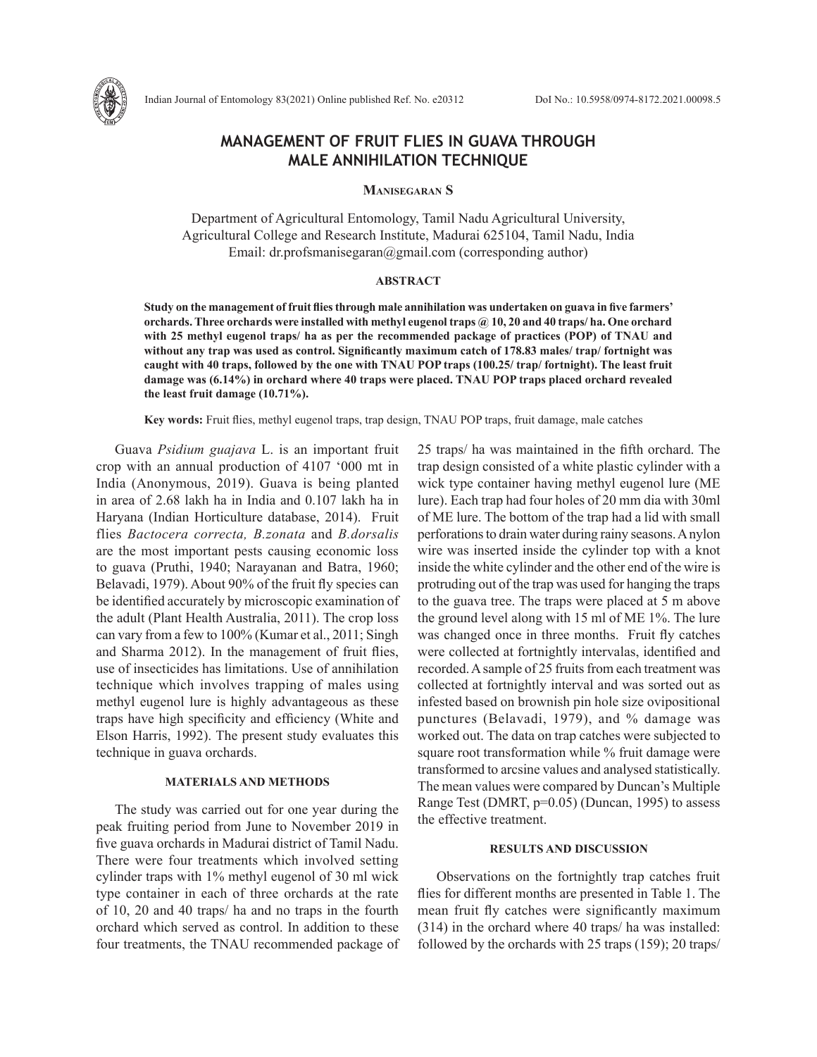# MANAGEMENT OF FRUIT FLIES IN GUAVA THROUGH MALE ANNIHILATION TECHNIQUE

**Manisegaran S**

Department of Agricultural Entomology, Tamil Nadu Agricultural University, Agricultural College and Research Institute, Madurai 625104, Tamil Nadu, India
Email: dr.profsmanisegaran@gmail.com (corresponding author)

## ABSTRACT

**Study on the management of fruit flies through male annihilation was undertaken on guava in five farmers' orchards. Three orchards were installed with methyl eugenol traps @ 10, 20 and 40 traps/ ha. One orchard with 25 methyl eugenol traps/ ha as per the recommended package of practices (POP) of TNAU and without any trap was used as control. Significantly maximum catch of 178.83 males/ trap/ fortnight was caught with 40 traps, followed by the one with TNAU POP traps (100.25/ trap/ fortnight). The least fruit damage was (6.14%) in orchard where 40 traps were placed. TNAU POP traps placed orchard revealed the least fruit damage (10.71%).**

**Key words:** Fruit flies, methyl eugenol traps, trap design, TNAU POP traps, fruit damage, male catches

Guava *Psidium guajava* L. is an important fruit crop with an annual production of 4107 '000 mt in India (Anonymous, 2019). Guava is being planted in area of 2.68 lakh ha in India and 0.107 lakh ha in Haryana (Indian Horticulture database, 2014). Fruit flies *Bactocera correcta, B.zonata* and *B.dorsalis* are the most important pests causing economic loss to guava (Pruthi, 1940; Narayanan and Batra, 1960; Belavadi, 1979). About 90% of the fruit fly species can be identified accurately by microscopic examination of the adult (Plant Health Australia, 2011). The crop loss can vary from a few to 100% (Kumar et al., 2011; Singh and Sharma 2012). In the management of fruit flies, use of insecticides has limitations. Use of annihilation technique which involves trapping of males using methyl eugenol lure is highly advantageous as these traps have high specificity and efficiency (White and Elson Harris, 1992). The present study evaluates this technique in guava orchards.

## MATERIALS AND METHODS

The study was carried out for one year during the peak fruiting period from June to November 2019 in five guava orchards in Madurai district of Tamil Nadu. There were four treatments which involved setting cylinder traps with 1% methyl eugenol of 30 ml wick type container in each of three orchards at the rate of 10, 20 and 40 traps/ ha and no traps in the fourth orchard which served as control. In addition to these four treatments, the TNAU recommended package of 25 traps/ ha was maintained in the fifth orchard. The trap design consisted of a white plastic cylinder with a wick type container having methyl eugenol lure (ME lure). Each trap had four holes of 20 mm dia with 30ml of ME lure. The bottom of the trap had a lid with small perforations to drain water during rainy seasons. A nylon wire was inserted inside the cylinder top with a knot inside the white cylinder and the other end of the wire is protruding out of the trap was used for hanging the traps to the guava tree. The traps were placed at 5 m above the ground level along with 15 ml of ME 1%. The lure was changed once in three months. Fruit fly catches were collected at fortnightly intervalas, identified and recorded. A sample of 25 fruits from each treatment was collected at fortnightly interval and was sorted out as infested based on brownish pin hole size ovipositional punctures (Belavadi, 1979), and % damage was worked out. The data on trap catches were subjected to square root transformation while % fruit damage were transformed to arcsine values and analysed statistically. The mean values were compared by Duncan's Multiple Range Test (DMRT, p=0.05) (Duncan, 1995) to assess the effective treatment.

## RESULTS AND DISCUSSION

Observations on the fortnightly trap catches fruit flies for different months are presented in Table 1. The mean fruit fly catches were significantly maximum (314) in the orchard where 40 traps/ ha was installed: followed by the orchards with 25 traps (159); 20 traps/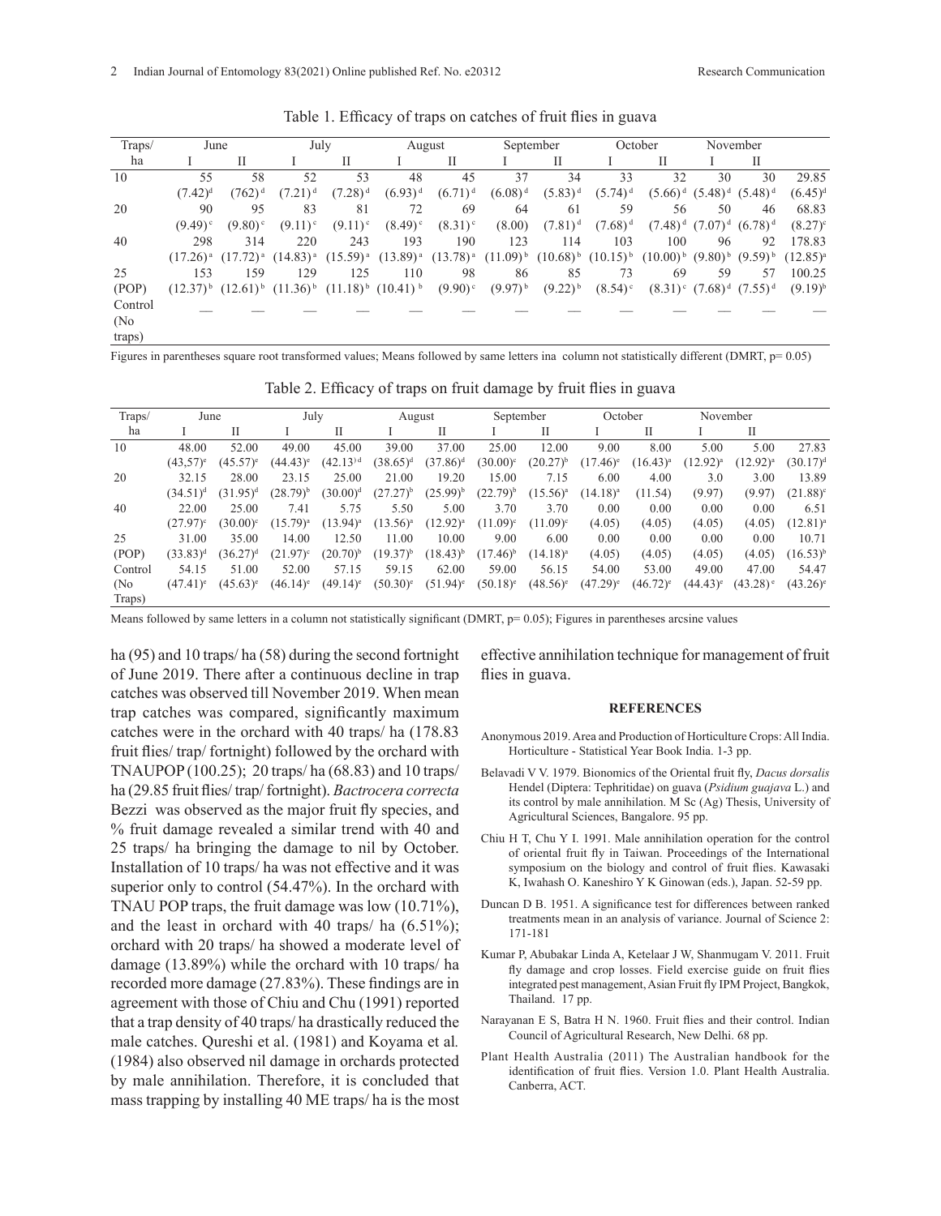Table 1. Efficacy of traps on catches of fruit flies in guava

| Traps/ ha | June | | July | | August | | September | | October | | November | | |
|---|---|---|---|---|---|---|---|---|---|---|---|---|---|
| | I | II | I | II | I | II | I | II | I | II | I | II | |
| 10 | 55 (7.42)[d] | 58 (762)[d] | 52 (7.21)[d] | 53 (7.28)[d] | 48 (6.93)[d] | 45 (6.71)[d] | 37 (6.08)[d] | 34 (5.83)[d] | 33 (5.74)[d] | 32 (5.66)[d] | 30 (5.48)[d] | 30 (5.48)[d] | 29.85 (6.45)[d] |
| 20 | 90 (9.49)[c] | 95 (9.80)[c] | 83 (9.11)[c] | 81 (9.11)[c] | 72 (8.49)[c] | 69 (8.31)[c] | 64 (8.00) | 61 (7.81)[d] | 59 (7.68)[d] | 56 (7.48)[d] | 50 (7.07)[d] | 46 (6.78)[d] | 68.83 (8.27)[c] |
| 40 | 298 (17.26)[a] | 314 (17.72)[a] | 220 (14.83)[a] | 243 (15.59)[a] | 193 (13.89)[a] | 190 (13.78)[a] | 123 (11.09)[b] | 114 (10.68)[b] | 103 (10.15)[b] | 100 (10.00)[b] | 96 (9.80)[b] | 92 (9.59)[b] | 178.83 (12.85)[a] |
| 25 (POP) | 153 (12.37)[b] | 159 (12.61)[b] | 129 (11.36)[b] | 125 (11.18)[b] | 110 (10.41)[b] | 98 (9.90)[c] | 86 (9.97)[b] | 85 (9.22)[b] | 73 (8.54)[c] | 69 (8.31)[c] | 59 (7.68)[d] | 57 (7.55)[d] | 100.25 (9.19)[b] |
| Control (No traps) | — | — | — | — | — | — | — | — | — | — | — | — | — |

Figures in parentheses square root transformed values; Means followed by same letters ina column not statistically different (DMRT, p= 0.05)

Table 2. Efficacy of traps on fruit damage by fruit flies in guava

| Traps/ ha | June | | July | | August | | September | | October | | November | | |
|---|---|---|---|---|---|---|---|---|---|---|---|---|---|
| | I | II | I | II | I | II | I | II | I | II | I | II | |
| 10 | 48.00 (43,57)[e] | 52.00 (45.57)[e] | 49.00 (44.43)[e] | 45.00 (42.13)[d] | 39.00 (38.65)[d] | 37.00 (37.86)[d] | 25.00 (30.00)[c] | 12.00 (20.27)[b] | 9.00 (17.46)[c] | 8.00 (16.43)[a] | 5.00 (12.92)[a] | 5.00 (12.92)[a] | 27.83 (30.17)[d] |
| 20 | 32.15 (34.51)[d] | 28.00 (31.95)[d] | 23.15 (28.79)[b] | 25.00 (30.00)[d] | 21.00 (27.27)[b] | 19.20 (25.99)[b] | 15.00 (22.79)[b] | 7.15 (15.56)[a] | 6.00 (14.18)[a] | 4.00 (11.54) | 3.0 (9.97) | 3.00 (9.97) | 13.89 (21.88)[c] |
| 40 | 22.00 (27.97)[c] | 25.00 (30.00)[c] | 7.41 (15.79)[a] | 5.75 (13.94)[a] | 5.50 (13.56)[a] | 5.00 (12.92)[a] | 3.70 (11.09)[c] | 3.70 (11.09)[c] | 0.00 (4.05) | 0.00 (4.05) | 0.00 (4.05) | 0.00 (4.05) | 6.51 (12.81)[a] |
| 25 (POP) | 31.00 (33.83)[d] | 35.00 (36.27)[d] | 14.00 (21.97)[c] | 12.50 (20.70)[b] | 11.00 (19.37)[b] | 10.00 (18.43)[b] | 9.00 (17.46)[b] | 6.00 (14.18)[a] | 0.00 (4.05) | 0.00 (4.05) | 0.00 (4.05) | 0.00 (4.05) | 10.71 (16.53)[b] |
| Control (No Traps) | 54.15 (47.41)[e] | 51.00 (45.63)[e] | 52.00 (46.14)[e] | 57.15 (49.14)[e] | 59.15 (50.30)[e] | 62.00 (51.94)[e] | 59.00 (50.18)[e] | 56.15 (48.56)[e] | 54.00 (47.29)[e] | 53.00 (46.72)[e] | 49.00 (44.43)[e] | 47.00 (43.28)[e] | 54.47 (43.26)[e] |

Means followed by same letters in a column not statistically significant (DMRT, p= 0.05); Figures in parentheses arcsine values

ha (95) and 10 traps/ ha (58) during the second fortnight of June 2019. There after a continuous decline in trap catches was observed till November 2019. When mean trap catches was compared, significantly maximum catches were in the orchard with 40 traps/ ha (178.83 fruit flies/ trap/ fortnight) followed by the orchard with TNAUPOP (100.25); 20 traps/ ha (68.83) and 10 traps/ ha (29.85 fruit flies/ trap/ fortnight). *Bactrocera correcta* Bezzi was observed as the major fruit fly species, and % fruit damage revealed a similar trend with 40 and 25 traps/ ha bringing the damage to nil by October. Installation of 10 traps/ ha was not effective and it was superior only to control (54.47%). In the orchard with TNAU POP traps, the fruit damage was low (10.71%), and the least in orchard with 40 traps/ ha (6.51%); orchard with 20 traps/ ha showed a moderate level of damage (13.89%) while the orchard with 10 traps/ ha recorded more damage (27.83%). These findings are in agreement with those of Chiu and Chu (1991) reported that a trap density of 40 traps/ ha drastically reduced the male catches. Qureshi et al. (1981) and Koyama et al*.* (1984) also observed nil damage in orchards protected by male annihilation. Therefore, it is concluded that mass trapping by installing 40 ME traps/ ha is the most effective annihilation technique for management of fruit flies in guava.

## REFERENCES

Anonymous 2019. Area and Production of Horticulture Crops: All India. Horticulture - Statistical Year Book India. 1-3 pp.

Belavadi V V. 1979. Bionomics of the Oriental fruit fly, *Dacus dorsalis* Hendel (Diptera: Tephritidae) on guava (*Psidium guajava* L.) and its control by male annihilation. M Sc (Ag) Thesis, University of Agricultural Sciences, Bangalore. 95 pp.

Chiu H T, Chu Y I. 1991. Male annihilation operation for the control of oriental fruit fly in Taiwan. Proceedings of the International symposium on the biology and control of fruit flies. Kawasaki K, Iwahash O. Kaneshiro Y K Ginowan (eds.), Japan. 52-59 pp.

Duncan D B. 1951. A significance test for differences between ranked treatments mean in an analysis of variance. Journal of Science 2: 171-181

Kumar P, Abubakar Linda A, Ketelaar J W, Shanmugam V. 2011. Fruit fly damage and crop losses. Field exercise guide on fruit flies integrated pest management, Asian Fruit fly IPM Project, Bangkok, Thailand. 17 pp.

Narayanan E S, Batra H N. 1960. Fruit flies and their control. Indian Council of Agricultural Research, New Delhi. 68 pp.

Plant Health Australia (2011) The Australian handbook for the identification of fruit flies. Version 1.0. Plant Health Australia. Canberra, ACT.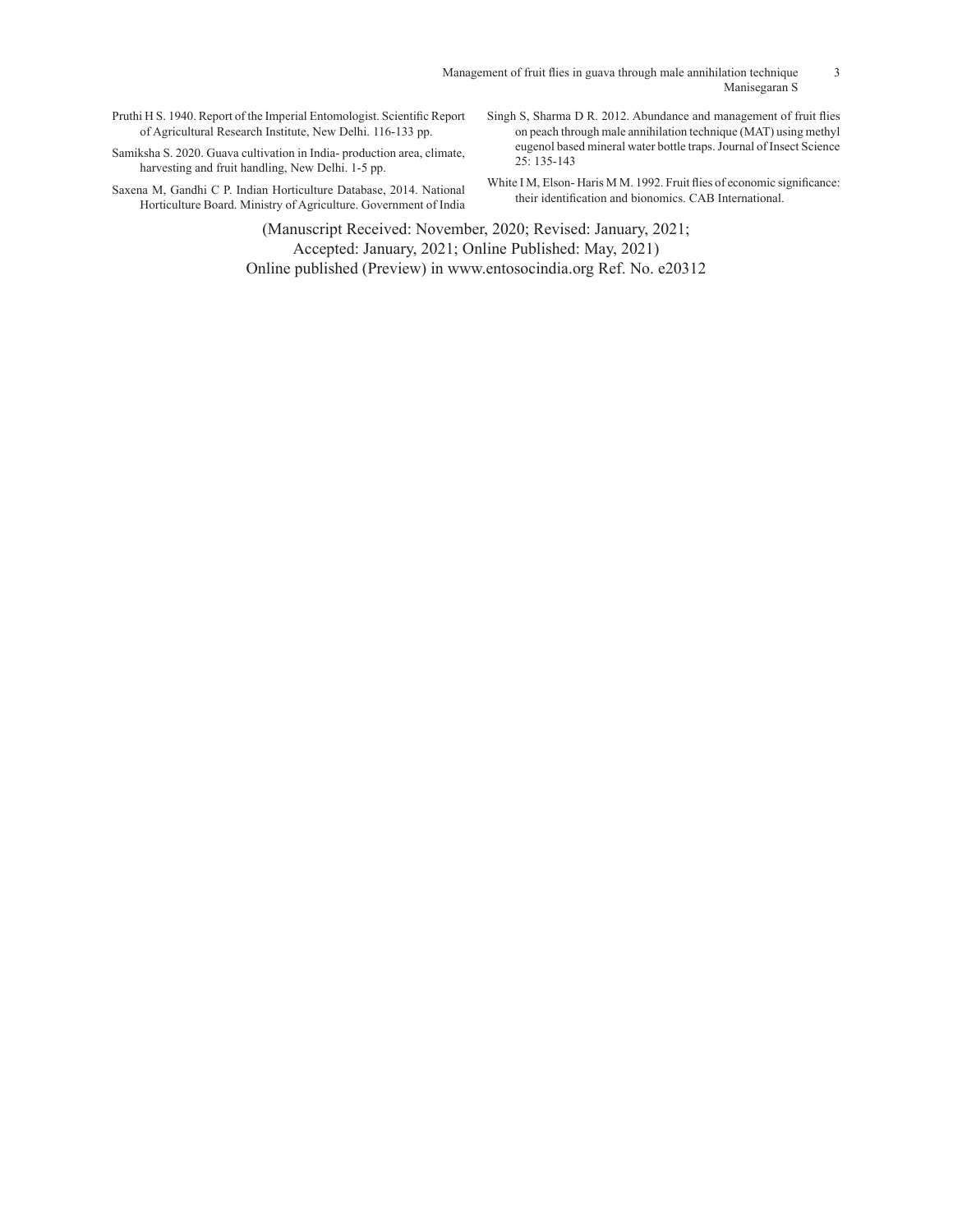Pruthi H S. 1940. Report of the Imperial Entomologist. Scientific Report of Agricultural Research Institute, New Delhi. 116-133 pp.

Samiksha S. 2020. Guava cultivation in India- production area, climate, harvesting and fruit handling, New Delhi. 1-5 pp.

Saxena M, Gandhi C P. Indian Horticulture Database, 2014. National Horticulture Board. Ministry of Agriculture. Government of India

Singh S, Sharma D R. 2012. Abundance and management of fruit flies on peach through male annihilation technique (MAT) using methyl eugenol based mineral water bottle traps. Journal of Insect Science 25: 135-143

White I M, Elson- Haris M M. 1992. Fruit flies of economic significance: their identification and bionomics. CAB International.

(Manuscript Received: November, 2020; Revised: January, 2021; Accepted: January, 2021; Online Published: May, 2021)
Online published (Preview) in www.entosocindia.org Ref. No. e20312